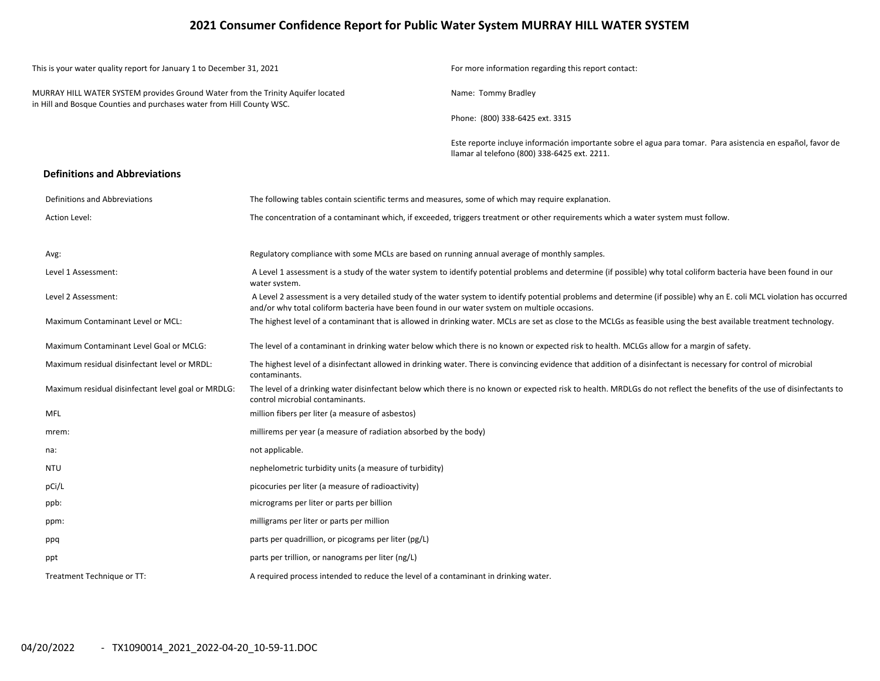# 2021 Consumer Confidence Report for Public Water System MURRAY HILL WATER SYSTEM

This is your water quality report for January 1 to December 31, 2021

MURRAY HILL WATER SYSTEM provides Ground Water from the Trinity Aquifer located in Hill and Bosque Counties and purchases water from Hill County WSC.

For more information regarding this report contact:

Name: Tommy Bradley

Phone: (800) 338-6425 ext. 3315

Este reporte incluye información importante sobre el agua para tomar. Para asistencia en español, favor de llamar al telefono (800) 338-6425 ext. 2211.

## Definitions and Abbreviations

| | |
|---|---|
| Definitions and Abbreviations | The following tables contain scientific terms and measures, some of which may require explanation. |
| Action Level: | The concentration of a contaminant which, if exceeded, triggers treatment or other requirements which a water system must follow. |
| Avg: | Regulatory compliance with some MCLs are based on running annual average of monthly samples. |
| Level 1 Assessment: | A Level 1 assessment is a study of the water system to identify potential problems and determine (if possible) why total coliform bacteria have been found in our water system. |
| Level 2 Assessment: | A Level 2 assessment is a very detailed study of the water system to identify potential problems and determine (if possible) why an E. coli MCL violation has occurred and/or why total coliform bacteria have been found in our water system on multiple occasions. |
| Maximum Contaminant Level or MCL: | The highest level of a contaminant that is allowed in drinking water. MCLs are set as close to the MCLGs as feasible using the best available treatment technology. |
| Maximum Contaminant Level Goal or MCLG: | The level of a contaminant in drinking water below which there is no known or expected risk to health. MCLGs allow for a margin of safety. |
| Maximum residual disinfectant level or MRDL: | The highest level of a disinfectant allowed in drinking water. There is convincing evidence that addition of a disinfectant is necessary for control of microbial contaminants. |
| Maximum residual disinfectant level goal or MRDLG: | The level of a drinking water disinfectant below which there is no known or expected risk to health. MRDLGs do not reflect the benefits of the use of disinfectants to control microbial contaminants. |
| MFL | million fibers per liter (a measure of asbestos) |
| mrem: | millirems per year (a measure of radiation absorbed by the body) |
| na: | not applicable. |
| NTU | nephelometric turbidity units (a measure of turbidity) |
| pCi/L | picocuries per liter (a measure of radioactivity) |
| ppb: | micrograms per liter or parts per billion |
| ppm: | milligrams per liter or parts per million |
| ppq | parts per quadrillion, or picograms per liter (pg/L) |
| ppt | parts per trillion, or nanograms per liter (ng/L) |
| Treatment Technique or TT: | A required process intended to reduce the level of a contaminant in drinking water. |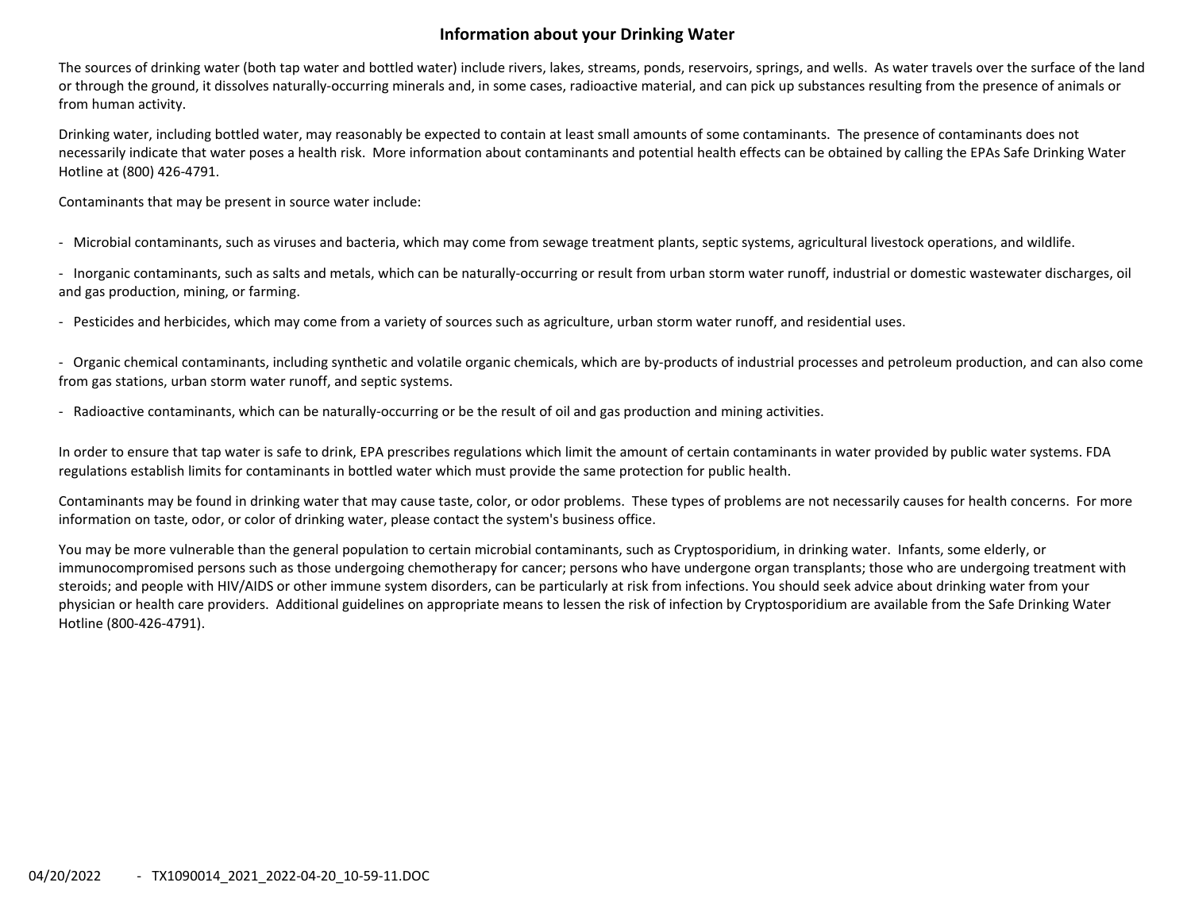## Information about your Drinking Water

The sources of drinking water (both tap water and bottled water) include rivers, lakes, streams, ponds, reservoirs, springs, and wells. As water travels over the surface of the land or through the ground, it dissolves naturally-occurring minerals and, in some cases, radioactive material, and can pick up substances resulting from the presence of animals or from human activity.

Drinking water, including bottled water, may reasonably be expected to contain at least small amounts of some contaminants. The presence of contaminants does not necessarily indicate that water poses a health risk. More information about contaminants and potential health effects can be obtained by calling the EPAs Safe Drinking Water Hotline at (800) 426-4791.

Contaminants that may be present in source water include:

- Microbial contaminants, such as viruses and bacteria, which may come from sewage treatment plants, septic systems, agricultural livestock operations, and wildlife.
- Inorganic contaminants, such as salts and metals, which can be naturally-occurring or result from urban storm water runoff, industrial or domestic wastewater discharges, oil and gas production, mining, or farming.
- Pesticides and herbicides, which may come from a variety of sources such as agriculture, urban storm water runoff, and residential uses.
- Organic chemical contaminants, including synthetic and volatile organic chemicals, which are by-products of industrial processes and petroleum production, and can also come from gas stations, urban storm water runoff, and septic systems.
- Radioactive contaminants, which can be naturally-occurring or be the result of oil and gas production and mining activities.

In order to ensure that tap water is safe to drink, EPA prescribes regulations which limit the amount of certain contaminants in water provided by public water systems. FDA regulations establish limits for contaminants in bottled water which must provide the same protection for public health.

Contaminants may be found in drinking water that may cause taste, color, or odor problems. These types of problems are not necessarily causes for health concerns. For more information on taste, odor, or color of drinking water, please contact the system's business office.

You may be more vulnerable than the general population to certain microbial contaminants, such as Cryptosporidium, in drinking water. Infants, some elderly, or immunocompromised persons such as those undergoing chemotherapy for cancer; persons who have undergone organ transplants; those who are undergoing treatment with steroids; and people with HIV/AIDS or other immune system disorders, can be particularly at risk from infections. You should seek advice about drinking water from your physician or health care providers. Additional guidelines on appropriate means to lessen the risk of infection by Cryptosporidium are available from the Safe Drinking Water Hotline (800-426-4791).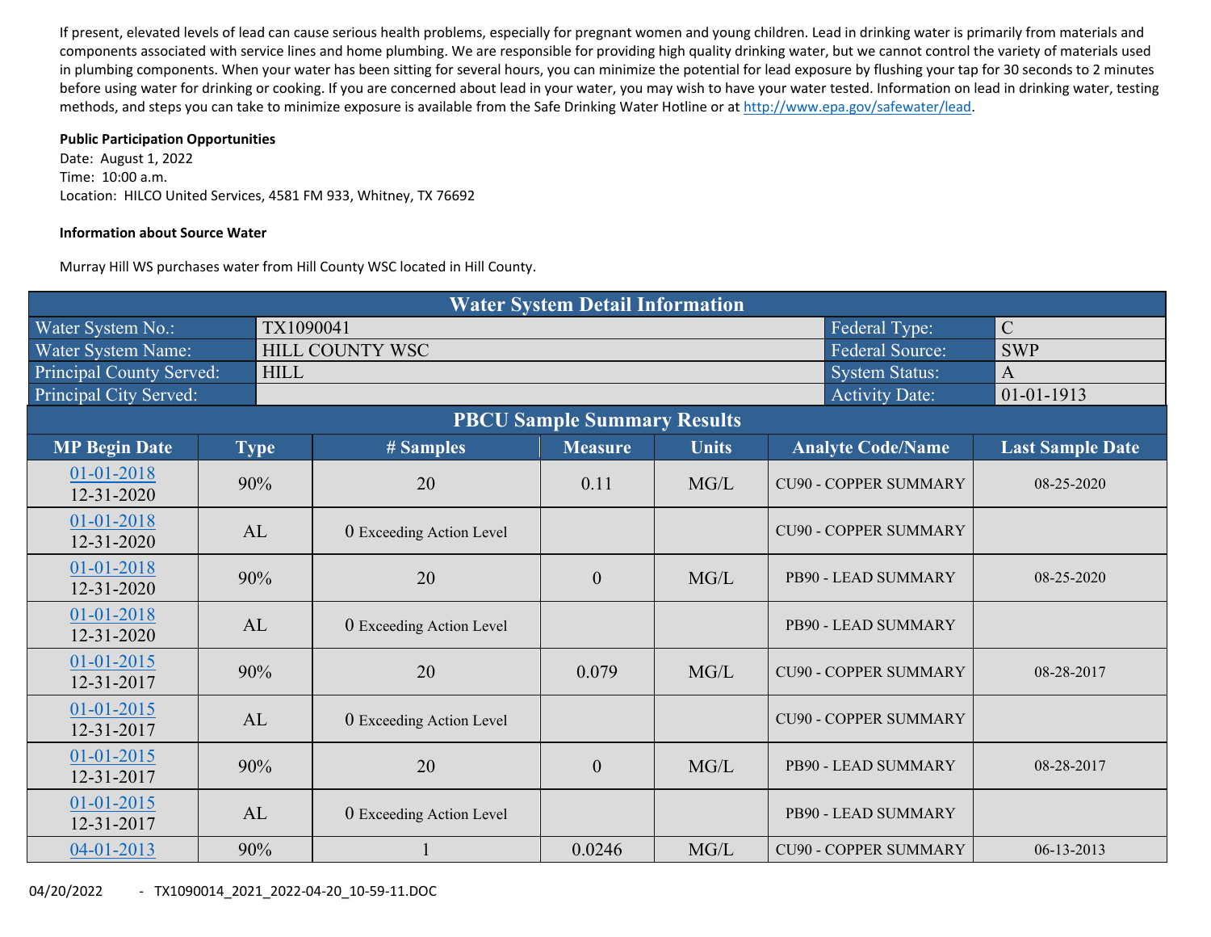If present, elevated levels of lead can cause serious health problems, especially for pregnant women and young children. Lead in drinking water is primarily from materials and components associated with service lines and home plumbing. We are responsible for providing high quality drinking water, but we cannot control the variety of materials used in plumbing components. When your water has been sitting for several hours, you can minimize the potential for lead exposure by flushing your tap for 30 seconds to 2 minutes before using water for drinking or cooking. If you are concerned about lead in your water, you may wish to have your water tested. Information on lead in drinking water, testing methods, and steps you can take to minimize exposure is available from the Safe Drinking Water Hotline or at http://www.epa.gov/safewater/lead.

**Public Participation Opportunities**

Date: August 1, 2022
Time: 10:00 a.m.
Location: HILCO United Services, 4581 FM 933, Whitney, TX 76692

**Information about Source Water**

Murray Hill WS purchases water from Hill County WSC located in Hill County.

| Water System Detail Information | | | |
|---|---|---|---|
| Water System No.: | TX1090041 | Federal Type: | C |
| Water System Name: | HILL COUNTY WSC | Federal Source: | SWP |
| Principal County Served: | HILL | System Status: | A |
| Principal City Served: | | Activity Date: | 01-01-1913 |

**PBCU Sample Summary Results**

| MP Begin Date | Type | # Samples | Measure | Units | Analyte Code/Name | Last Sample Date |
|---|---|---|---|---|---|---|
| 01-01-2018 12-31-2020 | 90% | 20 | 0.11 | MG/L | CU90 - COPPER SUMMARY | 08-25-2020 |
| 01-01-2018 12-31-2020 | AL | 0 Exceeding Action Level | | | CU90 - COPPER SUMMARY | |
| 01-01-2018 12-31-2020 | 90% | 20 | 0 | MG/L | PB90 - LEAD SUMMARY | 08-25-2020 |
| 01-01-2018 12-31-2020 | AL | 0 Exceeding Action Level | | | PB90 - LEAD SUMMARY | |
| 01-01-2015 12-31-2017 | 90% | 20 | 0.079 | MG/L | CU90 - COPPER SUMMARY | 08-28-2017 |
| 01-01-2015 12-31-2017 | AL | 0 Exceeding Action Level | | | CU90 - COPPER SUMMARY | |
| 01-01-2015 12-31-2017 | 90% | 20 | 0 | MG/L | PB90 - LEAD SUMMARY | 08-28-2017 |
| 01-01-2015 12-31-2017 | AL | 0 Exceeding Action Level | | | PB90 - LEAD SUMMARY | |
| 04-01-2013 | 90% | 1 | 0.0246 | MG/L | CU90 - COPPER SUMMARY | 06-13-2013 |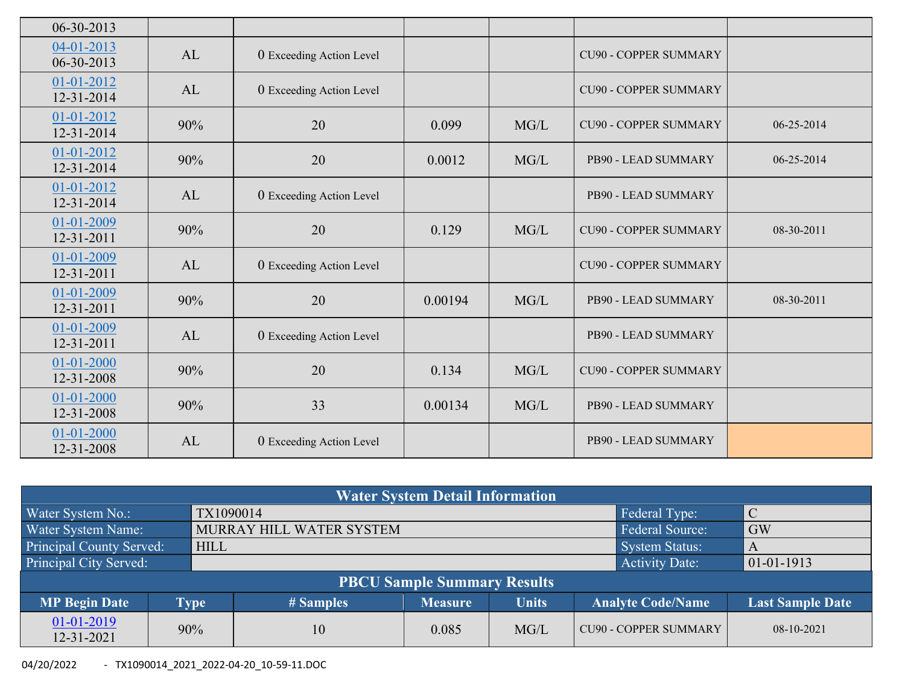| MP Begin Date | Type | # Samples | Measure | Units | Analyte Code/Name | Last Sample Date |
|---|---|---|---|---|---|---|
| 06-30-2013 | | | | | | |
| 04-01-2013 06-30-2013 | AL | 0 Exceeding Action Level | | | CU90 - COPPER SUMMARY | |
| 01-01-2012 12-31-2014 | AL | 0 Exceeding Action Level | | | CU90 - COPPER SUMMARY | |
| 01-01-2012 12-31-2014 | 90% | 20 | 0.099 | MG/L | CU90 - COPPER SUMMARY | 06-25-2014 |
| 01-01-2012 12-31-2014 | 90% | 20 | 0.0012 | MG/L | PB90 - LEAD SUMMARY | 06-25-2014 |
| 01-01-2012 12-31-2014 | AL | 0 Exceeding Action Level | | | PB90 - LEAD SUMMARY | |
| 01-01-2009 12-31-2011 | 90% | 20 | 0.129 | MG/L | CU90 - COPPER SUMMARY | 08-30-2011 |
| 01-01-2009 12-31-2011 | AL | 0 Exceeding Action Level | | | CU90 - COPPER SUMMARY | |
| 01-01-2009 12-31-2011 | 90% | 20 | 0.00194 | MG/L | PB90 - LEAD SUMMARY | 08-30-2011 |
| 01-01-2009 12-31-2011 | AL | 0 Exceeding Action Level | | | PB90 - LEAD SUMMARY | |
| 01-01-2000 12-31-2008 | 90% | 20 | 0.134 | MG/L | CU90 - COPPER SUMMARY | |
| 01-01-2000 12-31-2008 | 90% | 33 | 0.00134 | MG/L | PB90 - LEAD SUMMARY | |
| 01-01-2000 12-31-2008 | AL | 0 Exceeding Action Level | | | PB90 - LEAD SUMMARY | |

## Water System Detail Information

| | | | |
|---|---|---|---|
| Water System No.: | TX1090014 | Federal Type: | C |
| Water System Name: | MURRAY HILL WATER SYSTEM | Federal Source: | GW |
| Principal County Served: | HILL | System Status: | A |
| Principal City Served: | | Activity Date: | 01-01-1913 |

## PBCU Sample Summary Results

| MP Begin Date | Type | # Samples | Measure | Units | Analyte Code/Name | Last Sample Date |
|---|---|---|---|---|---|---|
| 01-01-2019 12-31-2021 | 90% | 10 | 0.085 | MG/L | CU90 - COPPER SUMMARY | 08-10-2021 |

04/20/2022 - TX1090014_2021_2022-04-20_10-59-11.DOC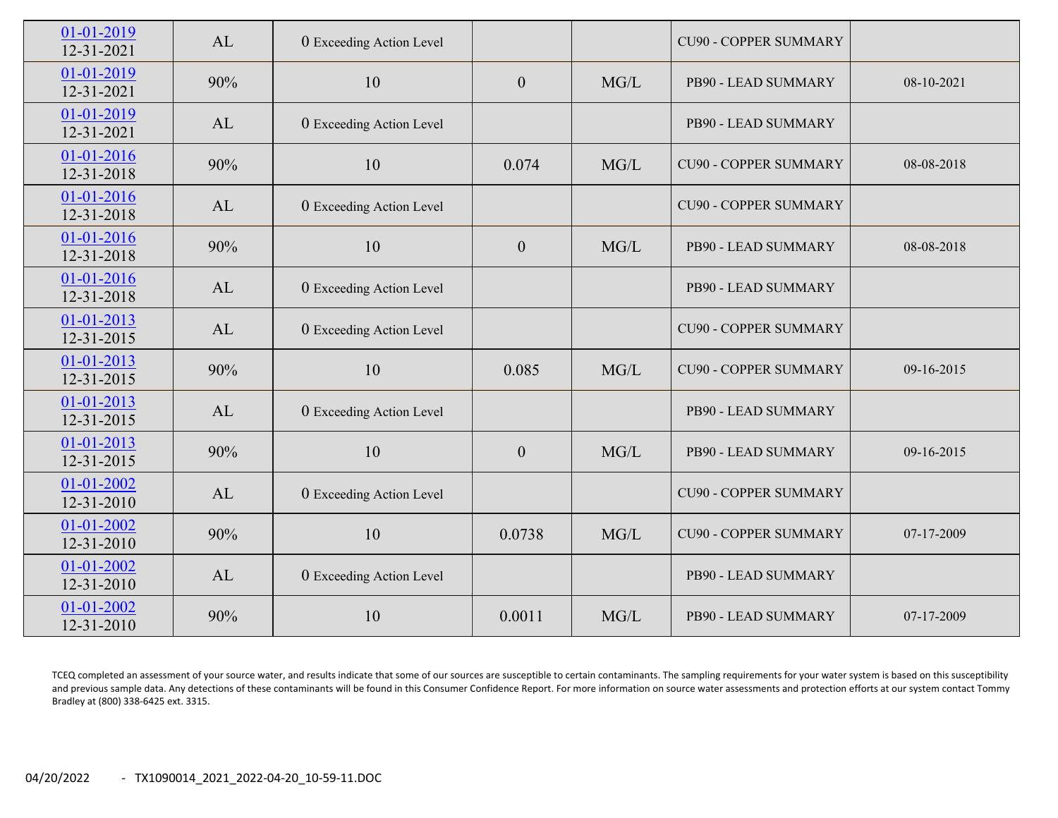| | | | | | | |
|---|---|---|---|---|---|---|
| 01-01-2019 12-31-2021 | AL | 0 Exceeding Action Level | | | CU90 - COPPER SUMMARY | |
| 01-01-2019 12-31-2021 | 90% | 10 | 0 | MG/L | PB90 - LEAD SUMMARY | 08-10-2021 |
| 01-01-2019 12-31-2021 | AL | 0 Exceeding Action Level | | | PB90 - LEAD SUMMARY | |
| 01-01-2016 12-31-2018 | 90% | 10 | 0.074 | MG/L | CU90 - COPPER SUMMARY | 08-08-2018 |
| 01-01-2016 12-31-2018 | AL | 0 Exceeding Action Level | | | CU90 - COPPER SUMMARY | |
| 01-01-2016 12-31-2018 | 90% | 10 | 0 | MG/L | PB90 - LEAD SUMMARY | 08-08-2018 |
| 01-01-2016 12-31-2018 | AL | 0 Exceeding Action Level | | | PB90 - LEAD SUMMARY | |
| 01-01-2013 12-31-2015 | AL | 0 Exceeding Action Level | | | CU90 - COPPER SUMMARY | |
| 01-01-2013 12-31-2015 | 90% | 10 | 0.085 | MG/L | CU90 - COPPER SUMMARY | 09-16-2015 |
| 01-01-2013 12-31-2015 | AL | 0 Exceeding Action Level | | | PB90 - LEAD SUMMARY | |
| 01-01-2013 12-31-2015 | 90% | 10 | 0 | MG/L | PB90 - LEAD SUMMARY | 09-16-2015 |
| 01-01-2002 12-31-2010 | AL | 0 Exceeding Action Level | | | CU90 - COPPER SUMMARY | |
| 01-01-2002 12-31-2010 | 90% | 10 | 0.0738 | MG/L | CU90 - COPPER SUMMARY | 07-17-2009 |
| 01-01-2002 12-31-2010 | AL | 0 Exceeding Action Level | | | PB90 - LEAD SUMMARY | |
| 01-01-2002 12-31-2010 | 90% | 10 | 0.0011 | MG/L | PB90 - LEAD SUMMARY | 07-17-2009 |

TCEQ completed an assessment of your source water, and results indicate that some of our sources are susceptible to certain contaminants. The sampling requirements for your water system is based on this susceptibility and previous sample data. Any detections of these contaminants will be found in this Consumer Confidence Report. For more information on source water assessments and protection efforts at our system contact Tommy Bradley at (800) 338-6425 ext. 3315.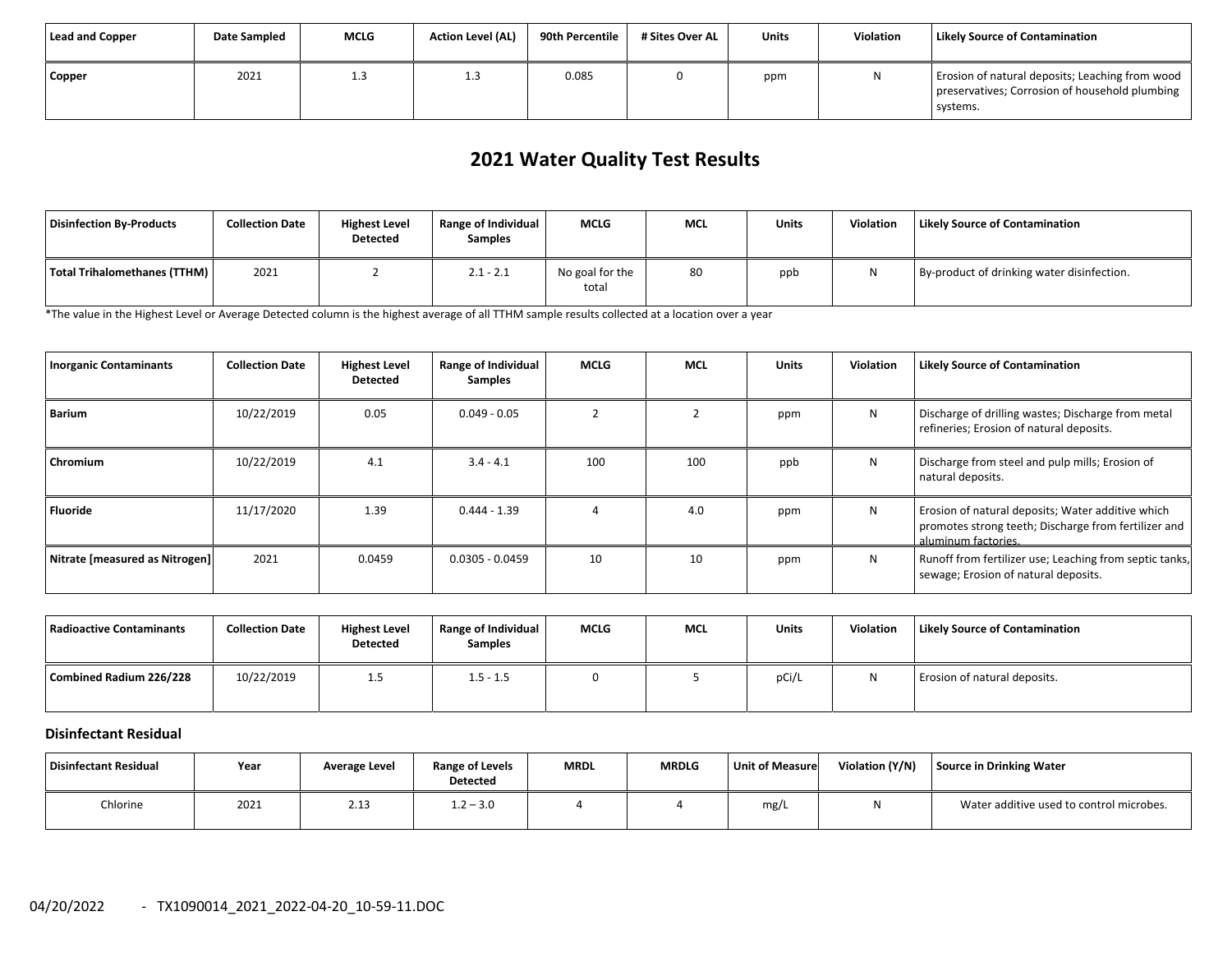| Lead and Copper | Date Sampled | MCLG | Action Level (AL) | 90th Percentile | # Sites Over AL | Units | Violation | Likely Source of Contamination |
|---|---|---|---|---|---|---|---|---|
| Copper | 2021 | 1.3 | 1.3 | 0.085 | 0 | ppm | N | Erosion of natural deposits; Leaching from wood preservatives; Corrosion of household plumbing systems. |

## 2021 Water Quality Test Results

| Disinfection By-Products | Collection Date | Highest Level Detected | Range of Individual Samples | MCLG | MCL | Units | Violation | Likely Source of Contamination |
|---|---|---|---|---|---|---|---|---|
| Total Trihalomethanes (TTHM) | 2021 | 2 | 2.1 - 2.1 | No goal for the total | 80 | ppb | N | By-product of drinking water disinfection. |

*The value in the Highest Level or Average Detected column is the highest average of all TTHM sample results collected at a location over a year

| Inorganic Contaminants | Collection Date | Highest Level Detected | Range of Individual Samples | MCLG | MCL | Units | Violation | Likely Source of Contamination |
|---|---|---|---|---|---|---|---|---|
| Barium | 10/22/2019 | 0.05 | 0.049 - 0.05 | 2 | 2 | ppm | N | Discharge of drilling wastes; Discharge from metal refineries; Erosion of natural deposits. |
| Chromium | 10/22/2019 | 4.1 | 3.4 - 4.1 | 100 | 100 | ppb | N | Discharge from steel and pulp mills; Erosion of natural deposits. |
| Fluoride | 11/17/2020 | 1.39 | 0.444 - 1.39 | 4 | 4.0 | ppm | N | Erosion of natural deposits; Water additive which promotes strong teeth; Discharge from fertilizer and aluminum factories. |
| Nitrate [measured as Nitrogen] | 2021 | 0.0459 | 0.0305 - 0.0459 | 10 | 10 | ppm | N | Runoff from fertilizer use; Leaching from septic tanks, sewage; Erosion of natural deposits. |

| Radioactive Contaminants | Collection Date | Highest Level Detected | Range of Individual Samples | MCLG | MCL | Units | Violation | Likely Source of Contamination |
|---|---|---|---|---|---|---|---|---|
| Combined Radium 226/228 | 10/22/2019 | 1.5 | 1.5 - 1.5 | 0 | 5 | pCi/L | N | Erosion of natural deposits. |

### Disinfectant Residual

| Disinfectant Residual | Year | Average Level | Range of Levels Detected | MRDL | MRDLG | Unit of Measure | Violation (Y/N) | Source in Drinking Water |
|---|---|---|---|---|---|---|---|---|
| Chlorine | 2021 | 2.13 | 1.2 – 3.0 | 4 | 4 | mg/L | N | Water additive used to control microbes. |